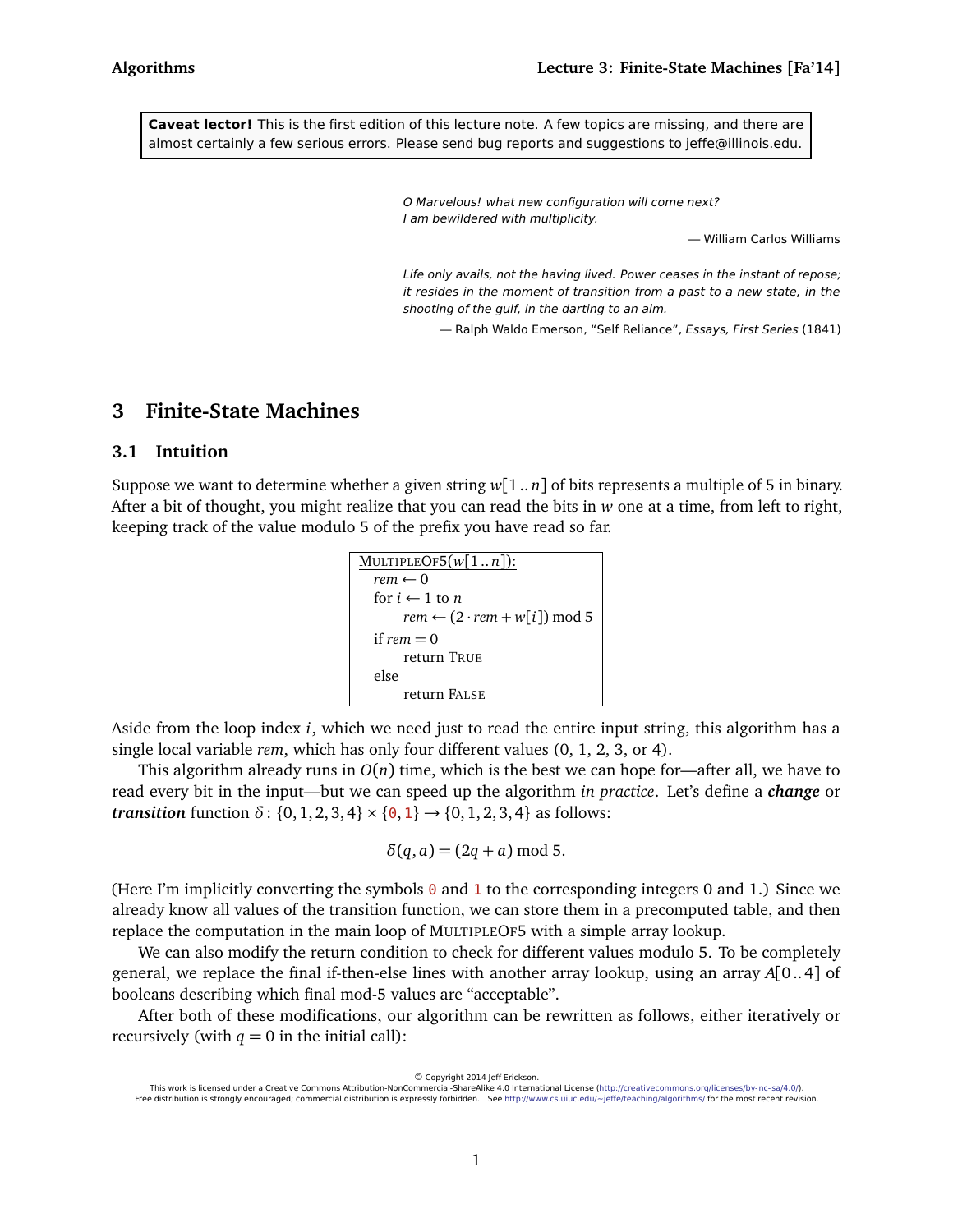**Caveat lector!** This is the first edition of this lecture note. A few topics are missing, and there are almost certainly a few serious errors. Please send bug reports and suggestions to jeffe@illinois.edu.

> *O Marvelous! what new configuration will come next?*
> *I am bewildered with multiplicity.*
>
> — William Carlos Williams

> *Life only avails, not the having lived. Power ceases in the instant of repose; it resides in the moment of transition from a past to a new state, in the shooting of the gulf, in the darting to an aim.*
>
> — Ralph Waldo Emerson, "Self Reliance", *Essays, First Series* (1841)

# 3 Finite-State Machines

## 3.1 Intuition

Suppose we want to determine whether a given string $w[1..n]$ of bits represents a multiple of 5 in binary. After a bit of thought, you might realize that you can read the bits in $w$ one at a time, from left to right, keeping track of the value modulo 5 of the prefix you have read so far.

```
MULTIPLEOF5(w[1..n]):
  rem ← 0
  for i ← 1 to n
      rem ← (2 · rem + w[i]) mod 5
  if rem = 0
      return TRUE
  else
      return FALSE
```

Aside from the loop index $i$, which we need just to read the entire input string, this algorithm has a single local variable *rem*, which has only four different values (0, 1, 2, 3, or 4).

This algorithm already runs in $O(n)$ time, which is the best we can hope for—after all, we have to read every bit in the input—but we can speed up the algorithm *in practice*. Let's define a ***change*** or ***transition*** function $\delta\colon \{0,1,2,3,4\} \times \{0,1\} \to \{0,1,2,3,4\}$ as follows:

$$\delta(q,a) = (2q + a) \bmod 5.$$

(Here I'm implicitly converting the symbols 0 and 1 to the corresponding integers 0 and 1.) Since we already know all values of the transition function, we can store them in a precomputed table, and then replace the computation in the main loop of MULTIPLEOF5 with a simple array lookup.

We can also modify the return condition to check for different values modulo 5. To be completely general, we replace the final if-then-else lines with another array lookup, using an array $A[0..4]$ of booleans describing which final mod-5 values are "acceptable".

After both of these modifications, our algorithm can be rewritten as follows, either iteratively or recursively (with $q = 0$ in the initial call):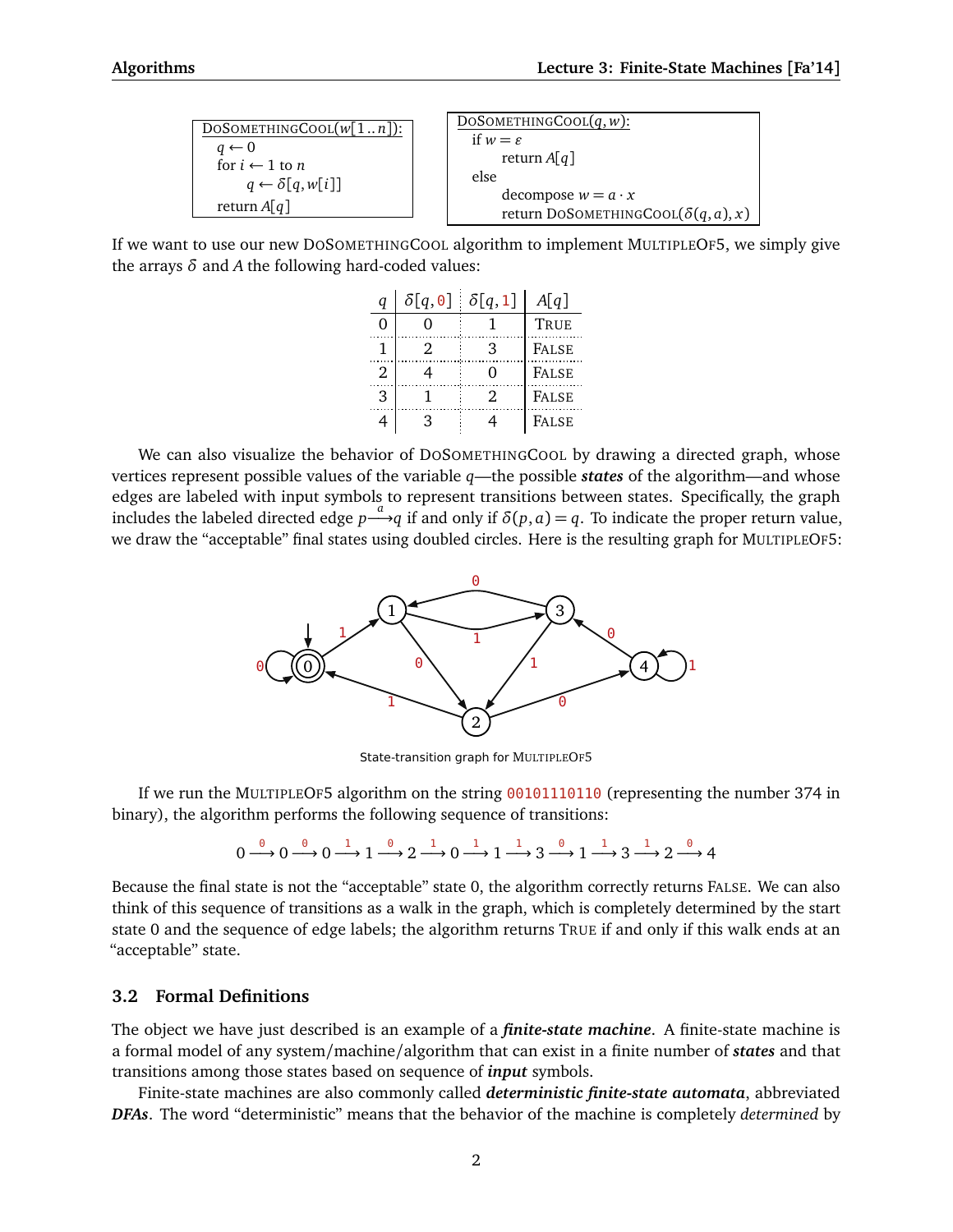```
DoSomethingCool(w[1..n]):
  q ← 0
  for i ← 1 to n
      q ← δ[q, w[i]]
  return A[q]
```

```
DoSomethingCool(q, w):
  if w = ε
      return A[q]
  else
      decompose w = a · x
      return DoSomethingCool(δ(q, a), x)
```

If we want to use our new DoSomethingCool algorithm to implement MultipleOf5, we simply give the arrays $\delta$ and $A$ the following hard-coded values:

| $q$ | $\delta[q, 0]$ | $\delta[q, 1]$ | $A[q]$ |
|---|---|---|---|
| 0 | 0 | 1 | True |
| 1 | 2 | 3 | False |
| 2 | 4 | 0 | False |
| 3 | 1 | 2 | False |
| 4 | 3 | 4 | False |

We can also visualize the behavior of DoSomethingCool by drawing a directed graph, whose vertices represent possible values of the variable $q$—the possible ***states*** of the algorithm—and whose edges are labeled with input symbols to represent transitions between states. Specifically, the graph includes the labeled directed edge $p \xrightarrow{a} q$ if and only if $\delta(p, a) = q$. To indicate the proper return value, we draw the "acceptable" final states using doubled circles. Here is the resulting graph for MultipleOf5:

State-transition graph for MultipleOf5

If we run the MultipleOf5 algorithm on the string `00101110110` (representing the number 374 in binary), the algorithm performs the following sequence of transitions:

$$0 \xrightarrow{0} 0 \xrightarrow{0} 0 \xrightarrow{1} 1 \xrightarrow{0} 2 \xrightarrow{1} 0 \xrightarrow{1} 1 \xrightarrow{1} 3 \xrightarrow{0} 1 \xrightarrow{1} 3 \xrightarrow{1} 2 \xrightarrow{0} 4$$

Because the final state is not the "acceptable" state 0, the algorithm correctly returns False. We can also think of this sequence of transitions as a walk in the graph, which is completely determined by the start state 0 and the sequence of edge labels; the algorithm returns True if and only if this walk ends at an "acceptable" state.

## 3.2 Formal Definitions

The object we have just described is an example of a ***finite-state machine***. A finite-state machine is a formal model of any system/machine/algorithm that can exist in a finite number of ***states*** and that transitions among those states based on sequence of ***input*** symbols.

Finite-state machines are also commonly called ***deterministic finite-state automata***, abbreviated ***DFAs***. The word "deterministic" means that the behavior of the machine is completely *determined* by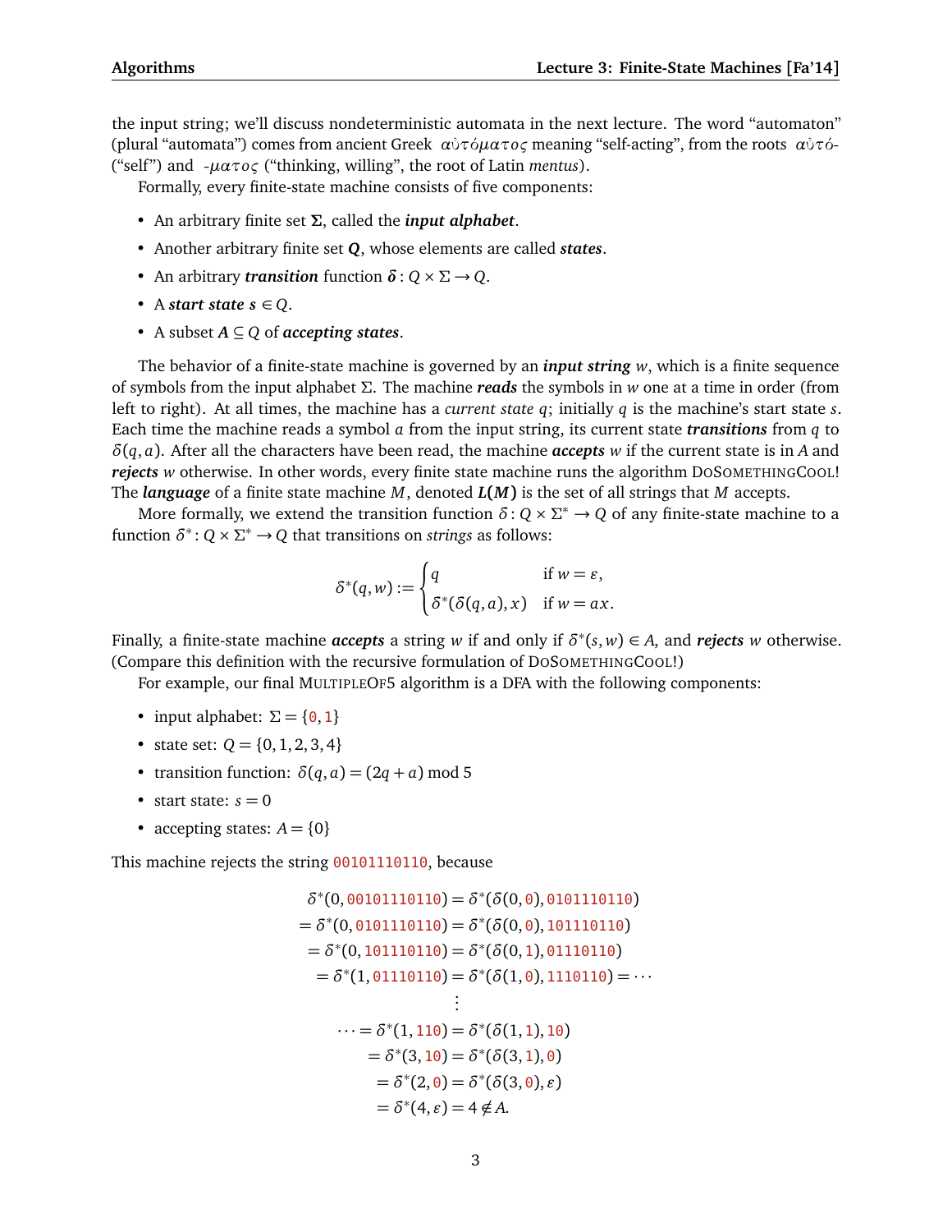the input string; we'll discuss nondeterministic automata in the next lecture. The word "automaton" (plural "automata") comes from ancient Greek αὐτόματος meaning "self-acting", from the roots αὐτό- ("self") and -ματος ("thinking, willing", the root of Latin *mentus*).

Formally, every finite-state machine consists of five components:

- An arbitrary finite set $\Sigma$, called the ***input alphabet***.
- Another arbitrary finite set $Q$, whose elements are called ***states***.
- An arbitrary ***transition*** function $\delta\colon Q \times \Sigma \to Q$.
- A ***start state*** $s \in Q$.
- A subset $A \subseteq Q$ of ***accepting states***.

The behavior of a finite-state machine is governed by an ***input string*** $w$, which is a finite sequence of symbols from the input alphabet $\Sigma$. The machine ***reads*** the symbols in $w$ one at a time in order (from left to right). At all times, the machine has a *current state* $q$; initially $q$ is the machine's start state $s$. Each time the machine reads a symbol $a$ from the input string, its current state ***transitions*** from $q$ to $\delta(q,a)$. After all the characters have been read, the machine ***accepts*** $w$ if the current state is in $A$ and ***rejects*** $w$ otherwise. In other words, every finite state machine runs the algorithm DoSomethingCool! The ***language*** of a finite state machine $M$, denoted $\boldsymbol{L(M)}$ is the set of all strings that $M$ accepts.

More formally, we extend the transition function $\delta\colon Q \times \Sigma^* \to Q$ of any finite-state machine to a function $\delta^*\colon Q \times \Sigma^* \to Q$ that transitions on *strings* as follows:

$$\delta^*(q,w) := \begin{cases} q & \text{if } w = \varepsilon, \\ \delta^*(\delta(q,a),x) & \text{if } w = ax. \end{cases}$$

Finally, a finite-state machine ***accepts*** a string $w$ if and only if $\delta^*(s,w) \in A$, and ***rejects*** $w$ otherwise. (Compare this definition with the recursive formulation of DoSomethingCool!)

For example, our final MultipleOf5 algorithm is a DFA with the following components:

- input alphabet: $\Sigma = \{0, 1\}$
- state set: $Q = \{0, 1, 2, 3, 4\}$
- transition function: $\delta(q,a) = (2q + a) \bmod 5$
- start state: $s = 0$
- accepting states: $A = \{0\}$

This machine rejects the string 00101110110, because

$$\begin{aligned}
\delta^*(0, \texttt{00101110110}) &= \delta^*(\delta(0,\texttt{0}), \texttt{0101110110}) \\
= \delta^*(0, \texttt{0101110110}) &= \delta^*(\delta(0,\texttt{0}), \texttt{101110110}) \\
= \delta^*(0, \texttt{101110110}) &= \delta^*(\delta(0,\texttt{1}), \texttt{01110110}) \\
= \delta^*(1, \texttt{01110110}) &= \delta^*(\delta(1,\texttt{0}), \texttt{1110110}) = \cdots \\
&\;\;\vdots \\
\cdots = \delta^*(1, \texttt{110}) &= \delta^*(\delta(1,\texttt{1}), \texttt{10}) \\
= \delta^*(3, \texttt{10}) &= \delta^*(\delta(3,\texttt{1}), \texttt{0}) \\
= \delta^*(2, \texttt{0}) &= \delta^*(\delta(3,\texttt{0}), \varepsilon) \\
&= \delta^*(4, \varepsilon) = 4 \notin A.
\end{aligned}$$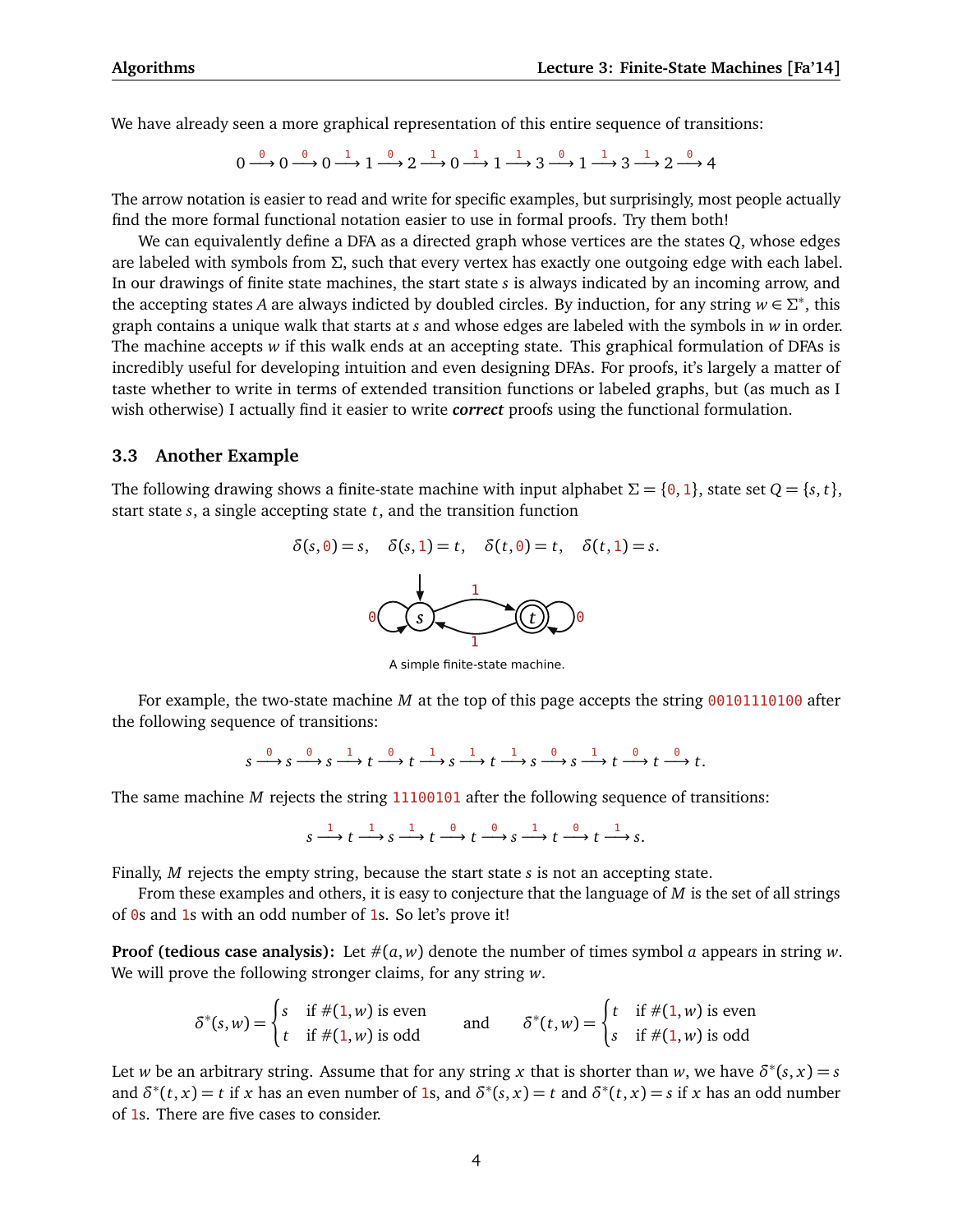We have already seen a more graphical representation of this entire sequence of transitions:

$$0 \xrightarrow{0} 0 \xrightarrow{0} 0 \xrightarrow{1} 1 \xrightarrow{0} 2 \xrightarrow{1} 0 \xrightarrow{1} 1 \xrightarrow{1} 3 \xrightarrow{0} 1 \xrightarrow{1} 3 \xrightarrow{1} 2 \xrightarrow{0} 4$$

The arrow notation is easier to read and write for specific examples, but surprisingly, most people actually find the more formal functional notation easier to use in formal proofs. Try them both!

We can equivalently define a DFA as a directed graph whose vertices are the states $Q$, whose edges are labeled with symbols from $\Sigma$, such that every vertex has exactly one outgoing edge with each label. In our drawings of finite state machines, the start state $s$ is always indicated by an incoming arrow, and the accepting states $A$ are always indicted by doubled circles. By induction, for any string $w \in \Sigma^*$, this graph contains a unique walk that starts at $s$ and whose edges are labeled with the symbols in $w$ in order. The machine accepts $w$ if this walk ends at an accepting state. This graphical formulation of DFAs is incredibly useful for developing intuition and even designing DFAs. For proofs, it's largely a matter of taste whether to write in terms of extended transition functions or labeled graphs, but (as much as I wish otherwise) I actually find it easier to write ***correct*** proofs using the functional formulation.

## 3.3 Another Example

The following drawing shows a finite-state machine with input alphabet $\Sigma = \{0, 1\}$, state set $Q = \{s, t\}$, start state $s$, a single accepting state $t$, and the transition function

$$\delta(s, 0) = s, \quad \delta(s, 1) = t, \quad \delta(t, 0) = t, \quad \delta(t, 1) = s.$$

A simple finite-state machine.

For example, the two-state machine $M$ at the top of this page accepts the string 00101110100 after the following sequence of transitions:

$$s \xrightarrow{0} s \xrightarrow{0} s \xrightarrow{1} t \xrightarrow{0} t \xrightarrow{1} s \xrightarrow{1} t \xrightarrow{1} s \xrightarrow{0} s \xrightarrow{1} t \xrightarrow{0} t \xrightarrow{0} t.$$

The same machine $M$ rejects the string 11100101 after the following sequence of transitions:

$$s \xrightarrow{1} t \xrightarrow{1} s \xrightarrow{1} t \xrightarrow{0} t \xrightarrow{0} s \xrightarrow{1} t \xrightarrow{0} t \xrightarrow{1} s.$$

Finally, $M$ rejects the empty string, because the start state $s$ is not an accepting state.

From these examples and others, it is easy to conjecture that the language of $M$ is the set of all strings of 0s and 1s with an odd number of 1s. So let's prove it!

**Proof (tedious case analysis):** Let $\#(a, w)$ denote the number of times symbol $a$ appears in string $w$. We will prove the following stronger claims, for any string $w$.

$$\delta^*(s, w) = \begin{cases} s & \text{if } \#(1, w) \text{ is even} \\ t & \text{if } \#(1, w) \text{ is odd} \end{cases} \quad \text{and} \quad \delta^*(t, w) = \begin{cases} t & \text{if } \#(1, w) \text{ is even} \\ s & \text{if } \#(1, w) \text{ is odd} \end{cases}$$

Let $w$ be an arbitrary string. Assume that for any string $x$ that is shorter than $w$, we have $\delta^*(s, x) = s$ and $\delta^*(t, x) = t$ if $x$ has an even number of 1s, and $\delta^*(s, x) = t$ and $\delta^*(t, x) = s$ if $x$ has an odd number of 1s. There are five cases to consider.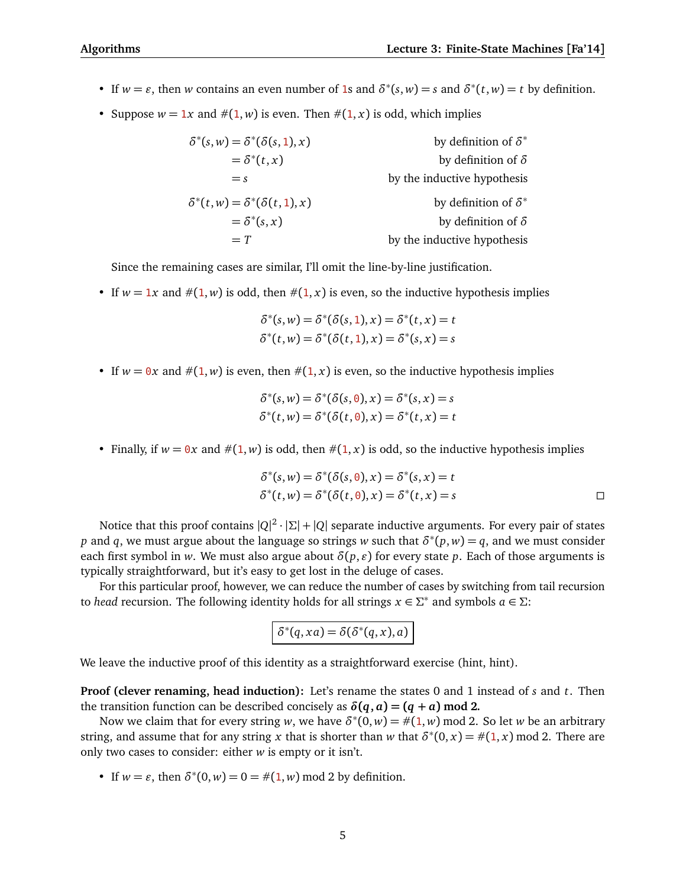- If $w = \varepsilon$, then $w$ contains an even number of 1s and $\delta^*(s, w) = s$ and $\delta^*(t, w) = t$ by definition.
- Suppose $w = 1x$ and $\#(1, w)$ is even. Then $\#(1, x)$ is odd, which implies

$$
\begin{aligned}
\delta^*(s, w) &= \delta^*(\delta(s, 1), x) && \text{by definition of } \delta^* \\
&= \delta^*(t, x) && \text{by definition of } \delta \\
&= s && \text{by the inductive hypothesis} \\
\delta^*(t, w) &= \delta^*(\delta(t, 1), x) && \text{by definition of } \delta^* \\
&= \delta^*(s, x) && \text{by definition of } \delta \\
&= T && \text{by the inductive hypothesis}
\end{aligned}
$$

  Since the remaining cases are similar, I'll omit the line-by-line justification.

- If $w = 1x$ and $\#(1, w)$ is odd, then $\#(1, x)$ is even, so the inductive hypothesis implies

$$
\begin{aligned}
\delta^*(s, w) = \delta^*(\delta(s, 1), x) = \delta^*(t, x) = t \\
\delta^*(t, w) = \delta^*(\delta(t, 1), x) = \delta^*(s, x) = s
\end{aligned}
$$

- If $w = 0x$ and $\#(1, w)$ is even, then $\#(1, x)$ is even, so the inductive hypothesis implies

$$
\begin{aligned}
\delta^*(s, w) = \delta^*(\delta(s, 0), x) = \delta^*(s, x) = s \\
\delta^*(t, w) = \delta^*(\delta(t, 0), x) = \delta^*(t, x) = t
\end{aligned}
$$

- Finally, if $w = 0x$ and $\#(1, w)$ is odd, then $\#(1, x)$ is odd, so the inductive hypothesis implies

$$
\begin{aligned}
\delta^*(s, w) = \delta^*(\delta(s, 0), x) = \delta^*(s, x) = t \\
\delta^*(t, w) = \delta^*(\delta(t, 0), x) = \delta^*(t, x) = s
\end{aligned}
$$

□

Notice that this proof contains $|Q|^2 \cdot |\Sigma| + |Q|$ separate inductive arguments. For every pair of states $p$ and $q$, we must argue about the language so strings $w$ such that $\delta^*(p, w) = q$, and we must consider each first symbol in $w$. We must also argue about $\delta(p, \varepsilon)$ for every state $p$. Each of those arguments is typically straightforward, but it's easy to get lost in the deluge of cases.

For this particular proof, however, we can reduce the number of cases by switching from tail recursion to *head* recursion. The following identity holds for all strings $x \in \Sigma^*$ and symbols $a \in \Sigma$:

$$\boxed{\delta^*(q, xa) = \delta(\delta^*(q, x), a)}$$

We leave the inductive proof of this identity as a straightforward exercise (hint, hint).

**Proof (clever renaming, head induction):** Let's rename the states 0 and 1 instead of $s$ and $t$. Then the transition function can be described concisely as $\boldsymbol{\delta(q, a) = (q + a) \bmod 2}$.

Now we claim that for every string $w$, we have $\delta^*(0, w) = \#(1, w) \bmod 2$. So let $w$ be an arbitrary string, and assume that for any string $x$ that is shorter than $w$ that $\delta^*(0, x) = \#(1, x) \bmod 2$. There are only two cases to consider: either $w$ is empty or it isn't.

- If $w = \varepsilon$, then $\delta^*(0, w) = 0 = \#(1, w) \bmod 2$ by definition.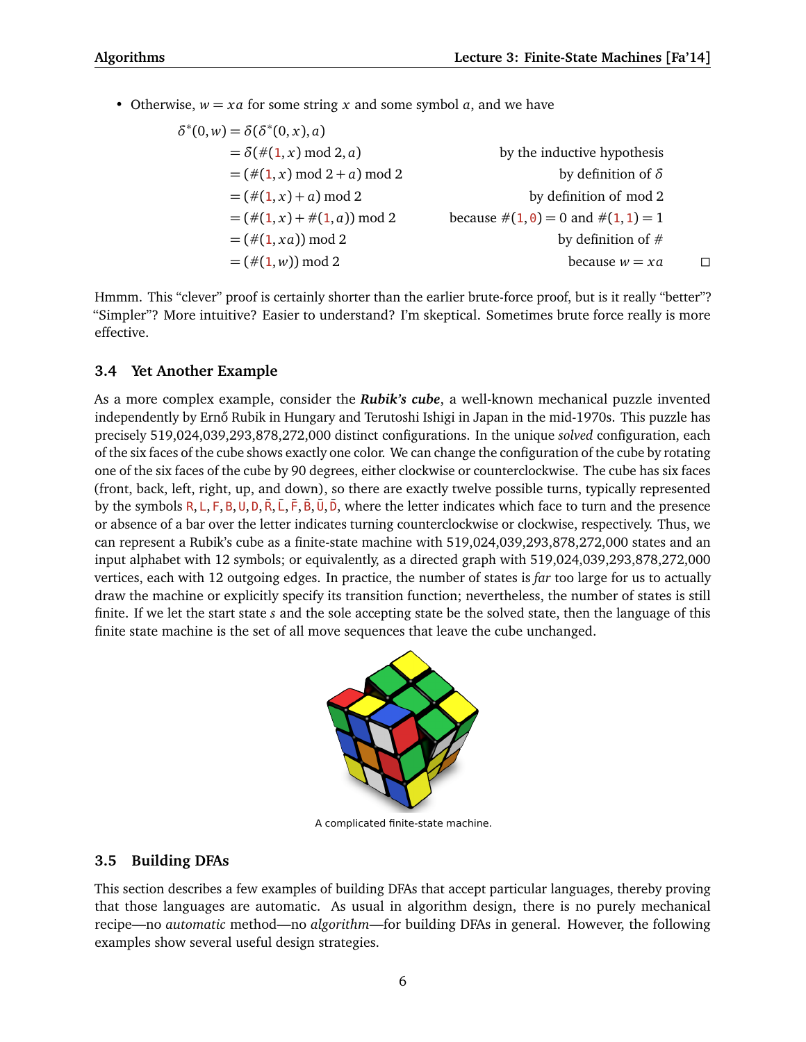- Otherwise, $w = xa$ for some string $x$ and some symbol $a$, and we have

$$
\begin{aligned}
\delta^*(0, w) &= \delta(\delta^*(0, x), a) & \\
&= \delta(\#(1, x) \bmod 2, a) & \text{by the inductive hypothesis} \\
&= (\#(1, x) \bmod 2 + a) \bmod 2 & \text{by definition of } \delta \\
&= (\#(1, x) + a) \bmod 2 & \text{by definition of mod 2} \\
&= (\#(1, x) + \#(1, a)) \bmod 2 & \text{because } \#(1, 0) = 0 \text{ and } \#(1, 1) = 1 \\
&= (\#(1, xa)) \bmod 2 & \text{by definition of } \# \\
&= (\#(1, w)) \bmod 2 & \text{because } w = xa \qquad \square
\end{aligned}
$$

Hmmm. This "clever" proof is certainly shorter than the earlier brute-force proof, but is it really "better"? "Simpler"? More intuitive? Easier to understand? I'm skeptical. Sometimes brute force really is more effective.

## 3.4 Yet Another Example

As a more complex example, consider the ***Rubik's cube***, a well-known mechanical puzzle invented independently by Ernő Rubik in Hungary and Terutoshi Ishigi in Japan in the mid-1970s. This puzzle has precisely 519,024,039,293,878,272,000 distinct configurations. In the unique *solved* configuration, each of the six faces of the cube shows exactly one color. We can change the configuration of the cube by rotating one of the six faces of the cube by 90 degrees, either clockwise or counterclockwise. The cube has six faces (front, back, left, right, up, and down), so there are exactly twelve possible turns, typically represented by the symbols R, L, F, B, U, D, $\bar{\text{R}}$, $\bar{\text{L}}$, $\bar{\text{F}}$, $\bar{\text{B}}$, $\bar{\text{U}}$, $\bar{\text{D}}$, where the letter indicates which face to turn and the presence or absence of a bar over the letter indicates turning counterclockwise or clockwise, respectively. Thus, we can represent a Rubik's cube as a finite-state machine with 519,024,039,293,878,272,000 states and an input alphabet with 12 symbols; or equivalently, as a directed graph with 519,024,039,293,878,272,000 vertices, each with 12 outgoing edges. In practice, the number of states is *far* too large for us to actually draw the machine or explicitly specify its transition function; nevertheless, the number of states is still finite. If we let the start state $s$ and the sole accepting state be the solved state, then the language of this finite state machine is the set of all move sequences that leave the cube unchanged.

A complicated finite-state machine.

## 3.5 Building DFAs

This section describes a few examples of building DFAs that accept particular languages, thereby proving that those languages are automatic. As usual in algorithm design, there is no purely mechanical recipe—no *automatic* method—no *algorithm*—for building DFAs in general. However, the following examples show several useful design strategies.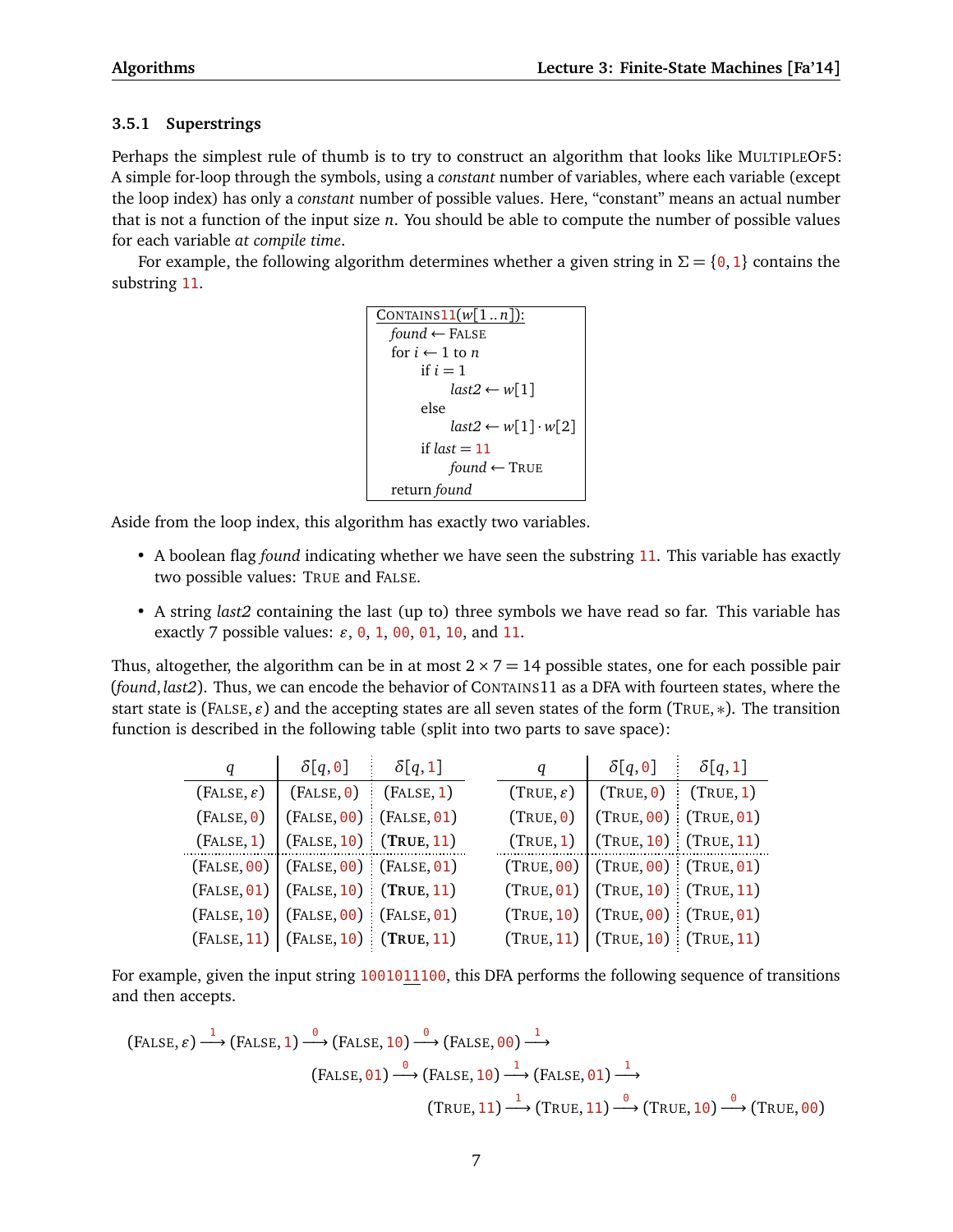### 3.5.1 Superstrings

Perhaps the simplest rule of thumb is to try to construct an algorithm that looks like MULTIPLEOF5: A simple for-loop through the symbols, using a *constant* number of variables, where each variable (except the loop index) has only a *constant* number of possible values. Here, "constant" means an actual number that is not a function of the input size $n$. You should be able to compute the number of possible values for each variable *at compile time*.

For example, the following algorithm determines whether a given string in $\Sigma = \{0, 1\}$ contains the substring 11.

```
CONTAINS11(w[1..n]):
  found ← FALSE
  for i ← 1 to n
      if i = 1
          last2 ← w[1]
      else
          last2 ← w[1] · w[2]
      if last = 11
          found ← TRUE
  return found
```

Aside from the loop index, this algorithm has exactly two variables.

- A boolean flag *found* indicating whether we have seen the substring 11. This variable has exactly two possible values: TRUE and FALSE.
- A string *last2* containing the last (up to) three symbols we have read so far. This variable has exactly 7 possible values: $\varepsilon$, 0, 1, 00, 01, 10, and 11.

Thus, altogether, the algorithm can be in at most $2 \times 7 = 14$ possible states, one for each possible pair (*found*, *last2*). Thus, we can encode the behavior of CONTAINS11 as a DFA with fourteen states, where the start state is (FALSE, $\varepsilon$) and the accepting states are all seven states of the form (TRUE, $*$). The transition function is described in the following table (split into two parts to save space):

| $q$ | $\delta[q, 0]$ | $\delta[q, 1]$ | $q$ | $\delta[q, 0]$ | $\delta[q, 1]$ |
|---|---|---|---|---|---|
| (FALSE, $\varepsilon$) | (FALSE, 0) | (FALSE, 1) | (TRUE, $\varepsilon$) | (TRUE, 0) | (TRUE, 1) |
| (FALSE, 0) | (FALSE, 00) | (FALSE, 01) | (TRUE, 0) | (TRUE, 00) | (TRUE, 01) |
| (FALSE, 1) | (FALSE, 10) | (**TRUE**, 11) | (TRUE, 1) | (TRUE, 10) | (TRUE, 11) |
| (FALSE, 00) | (FALSE, 00) | (FALSE, 01) | (TRUE, 00) | (TRUE, 00) | (TRUE, 01) |
| (FALSE, 01) | (FALSE, 10) | (**TRUE**, 11) | (TRUE, 01) | (TRUE, 10) | (TRUE, 11) |
| (FALSE, 10) | (FALSE, 00) | (FALSE, 01) | (TRUE, 10) | (TRUE, 00) | (TRUE, 01) |
| (FALSE, 11) | (FALSE, 10) | (**TRUE**, 11) | (TRUE, 11) | (TRUE, 10) | (TRUE, 11) |

For example, given the input string 1001011100, this DFA performs the following sequence of transitions and then accepts.

$$(\text{FALSE}, \varepsilon) \xrightarrow{1} (\text{FALSE}, 1) \xrightarrow{0} (\text{FALSE}, 10) \xrightarrow{0} (\text{FALSE}, 00) \xrightarrow{1}$$
$$(\text{FALSE}, 01) \xrightarrow{0} (\text{FALSE}, 10) \xrightarrow{1} (\text{FALSE}, 01) \xrightarrow{1}$$
$$(\text{TRUE}, 11) \xrightarrow{1} (\text{TRUE}, 11) \xrightarrow{0} (\text{TRUE}, 10) \xrightarrow{0} (\text{TRUE}, 00)$$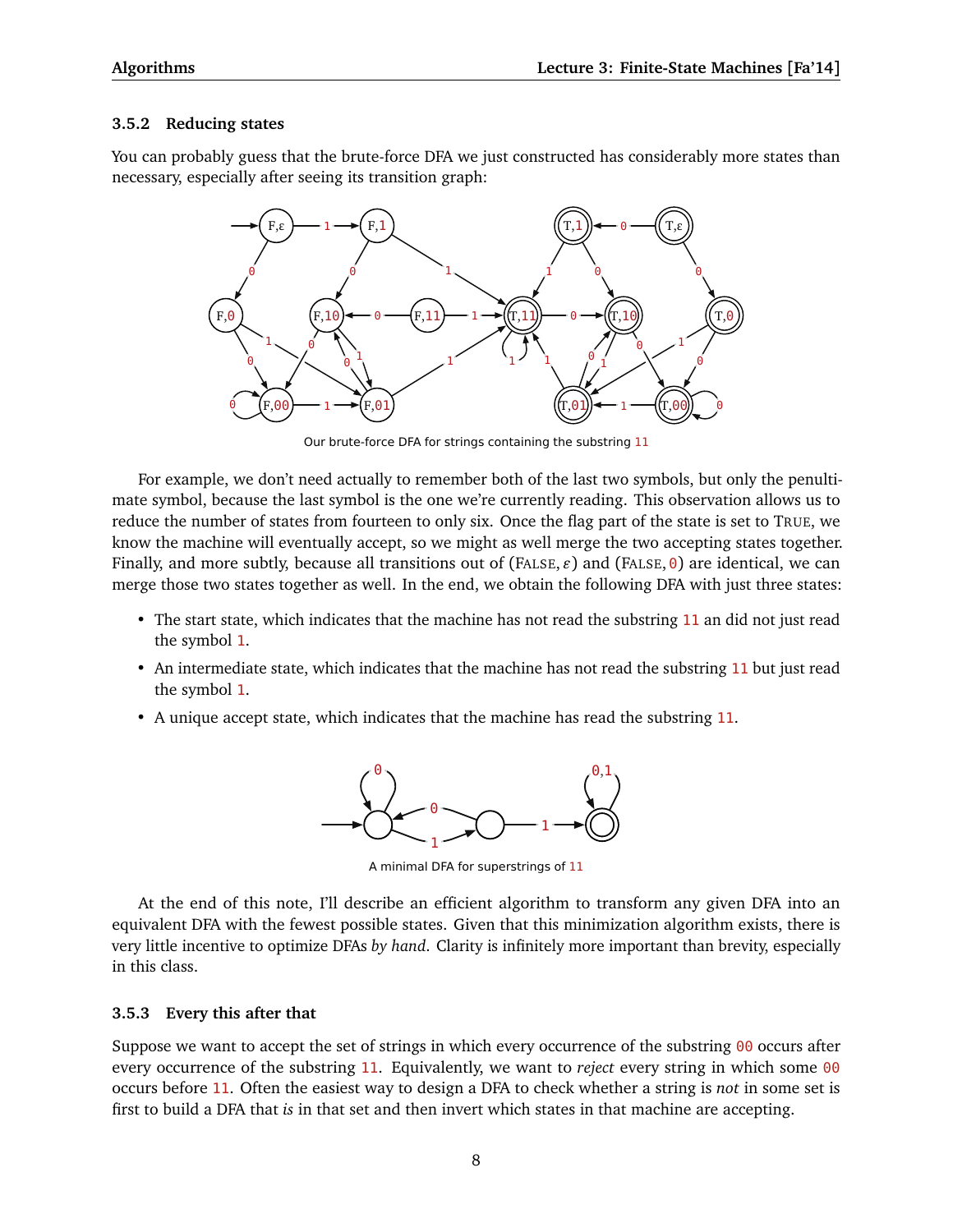### 3.5.2 Reducing states

You can probably guess that the brute-force DFA we just constructed has considerably more states than necessary, especially after seeing its transition graph:

Our brute-force DFA for strings containing the substring 11

For example, we don't need actually to remember both of the last two symbols, but only the penultimate symbol, because the last symbol is the one we're currently reading. This observation allows us to reduce the number of states from fourteen to only six. Once the flag part of the state is set to TRUE, we know the machine will eventually accept, so we might as well merge the two accepting states together. Finally, and more subtly, because all transitions out of (FALSE, $\varepsilon$) and (FALSE, 0) are identical, we can merge those two states together as well. In the end, we obtain the following DFA with just three states:

- The start state, which indicates that the machine has not read the substring 11 an did not just read the symbol 1.
- An intermediate state, which indicates that the machine has not read the substring 11 but just read the symbol 1.
- A unique accept state, which indicates that the machine has read the substring 11.

A minimal DFA for superstrings of 11

At the end of this note, I'll describe an efficient algorithm to transform any given DFA into an equivalent DFA with the fewest possible states. Given that this minimization algorithm exists, there is very little incentive to optimize DFAs *by hand*. Clarity is infinitely more important than brevity, especially in this class.

### 3.5.3 Every this after that

Suppose we want to accept the set of strings in which every occurrence of the substring 00 occurs after every occurrence of the substring 11. Equivalently, we want to *reject* every string in which some 00 occurs before 11. Often the easiest way to design a DFA to check whether a string is *not* in some set is first to build a DFA that *is* in that set and then invert which states in that machine are accepting.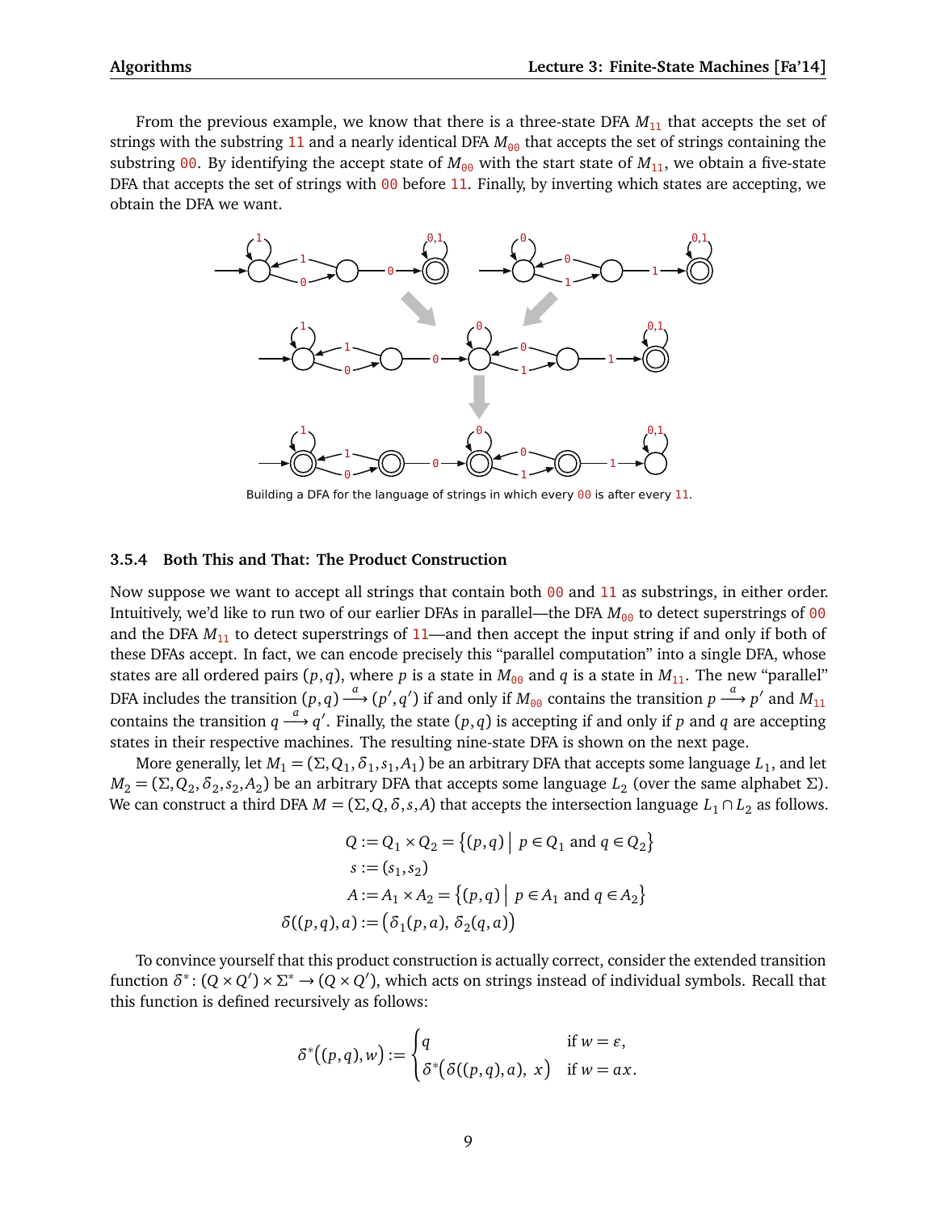From the previous example, we know that there is a three-state DFA $M_{11}$ that accepts the set of strings with the substring 11 and a nearly identical DFA $M_{00}$ that accepts the set of strings containing the substring 00. By identifying the accept state of $M_{00}$ with the start state of $M_{11}$, we obtain a five-state DFA that accepts the set of strings with 00 before 11. Finally, by inverting which states are accepting, we obtain the DFA we want.

Building a DFA for the language of strings in which every 00 is after every 11.

### 3.5.4 Both This and That: The Product Construction

Now suppose we want to accept all strings that contain both 00 and 11 as substrings, in either order. Intuitively, we'd like to run two of our earlier DFAs in parallel—the DFA $M_{00}$ to detect superstrings of 00 and the DFA $M_{11}$ to detect superstrings of 11—and then accept the input string if and only if both of these DFAs accept. In fact, we can encode precisely this "parallel computation" into a single DFA, whose states are all ordered pairs $(p, q)$, where $p$ is a state in $M_{00}$ and $q$ is a state in $M_{11}$. The new "parallel" DFA includes the transition $(p, q) \xrightarrow{a} (p', q')$ if and only if $M_{00}$ contains the transition $p \xrightarrow{a} p'$ and $M_{11}$ contains the transition $q \xrightarrow{a} q'$. Finally, the state $(p, q)$ is accepting if and only if $p$ and $q$ are accepting states in their respective machines. The resulting nine-state DFA is shown on the next page.

More generally, let $M_1 = (\Sigma, Q_1, \delta_1, s_1, A_1)$ be an arbitrary DFA that accepts some language $L_1$, and let $M_2 = (\Sigma, Q_2, \delta_2, s_2, A_2)$ be an arbitrary DFA that accepts some language $L_2$ (over the same alphabet $\Sigma$). We can construct a third DFA $M = (\Sigma, Q, \delta, s, A)$ that accepts the intersection language $L_1 \cap L_2$ as follows.

$$
\begin{aligned}
Q &:= Q_1 \times Q_2 = \{(p, q) \mid p \in Q_1 \text{ and } q \in Q_2\} \\
s &:= (s_1, s_2) \\
A &:= A_1 \times A_2 = \{(p, q) \mid p \in A_1 \text{ and } q \in A_2\} \\
\delta((p, q), a) &:= \big(\delta_1(p, a),\ \delta_2(q, a)\big)
\end{aligned}
$$

To convince yourself that this product construction is actually correct, consider the extended transition function $\delta^* : (Q \times Q') \times \Sigma^* \to (Q \times Q')$, which acts on strings instead of individual symbols. Recall that this function is defined recursively as follows:

$$
\delta^*\big((p, q), w\big) := \begin{cases} q & \text{if } w = \varepsilon, \\ \delta^*\big(\delta((p, q), a),\ x\big) & \text{if } w = ax. \end{cases}
$$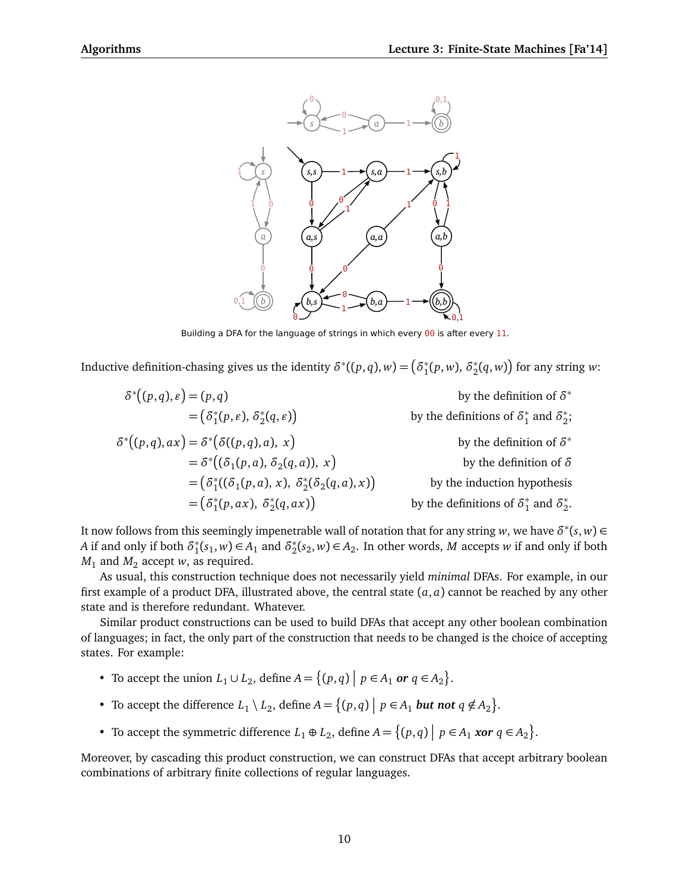Building a DFA for the language of strings in which every 00 is after every 11.

Inductive definition-chasing gives us the identity $\delta^*((p,q),w) = \big(\delta_1^*(p,w),\ \delta_2^*(q,w)\big)$ for any string $w$:

$$
\begin{aligned}
\delta^*\big((p,q),\varepsilon\big) &= (p,q) && \text{by the definition of } \delta^* \\
&= \big(\delta_1^*(p,\varepsilon),\ \delta_2^*(q,\varepsilon)\big) && \text{by the definitions of } \delta_1^* \text{ and } \delta_2^*; \\
\delta^*\big((p,q),ax\big) &= \delta^*\big(\delta((p,q),a),\ x\big) && \text{by the definition of } \delta^* \\
&= \delta^*\big((\delta_1(p,a),\ \delta_2(q,a)),\ x\big) && \text{by the definition of } \delta \\
&= \big(\delta_1^*((\delta_1(p,a),\ x),\ \delta_2^*(\delta_2(q,a),x)\big) && \text{by the induction hypothesis} \\
&= \big(\delta_1^*(p,ax),\ \delta_2^*(q,ax)\big) && \text{by the definitions of } \delta_1^* \text{ and } \delta_2^*.
\end{aligned}
$$

It now follows from this seemingly impenetrable wall of notation that for any string $w$, we have $\delta^*(s,w) \in A$ if and only if both $\delta_1^*(s_1,w) \in A_1$ and $\delta_2^*(s_2,w) \in A_2$. In other words, $M$ accepts $w$ if and only if both $M_1$ and $M_2$ accept $w$, as required.

As usual, this construction technique does not necessarily yield *minimal* DFAs. For example, in our first example of a product DFA, illustrated above, the central state $(a,a)$ cannot be reached by any other state and is therefore redundant. Whatever.

Similar product constructions can be used to build DFAs that accept any other boolean combination of languages; in fact, the only part of the construction that needs to be changed is the choice of accepting states. For example:

- To accept the union $L_1 \cup L_2$, define $A = \big\{(p,q) \bigm| p \in A_1 \textbf{ or } q \in A_2\big\}$.
- To accept the difference $L_1 \setminus L_2$, define $A = \big\{(p,q) \bigm| p \in A_1 \textbf{ but not } q \notin A_2\big\}$.
- To accept the symmetric difference $L_1 \oplus L_2$, define $A = \big\{(p,q) \bigm| p \in A_1 \textbf{ xor } q \in A_2\big\}$.

Moreover, by cascading this product construction, we can construct DFAs that accept arbitrary boolean combinations of arbitrary finite collections of regular languages.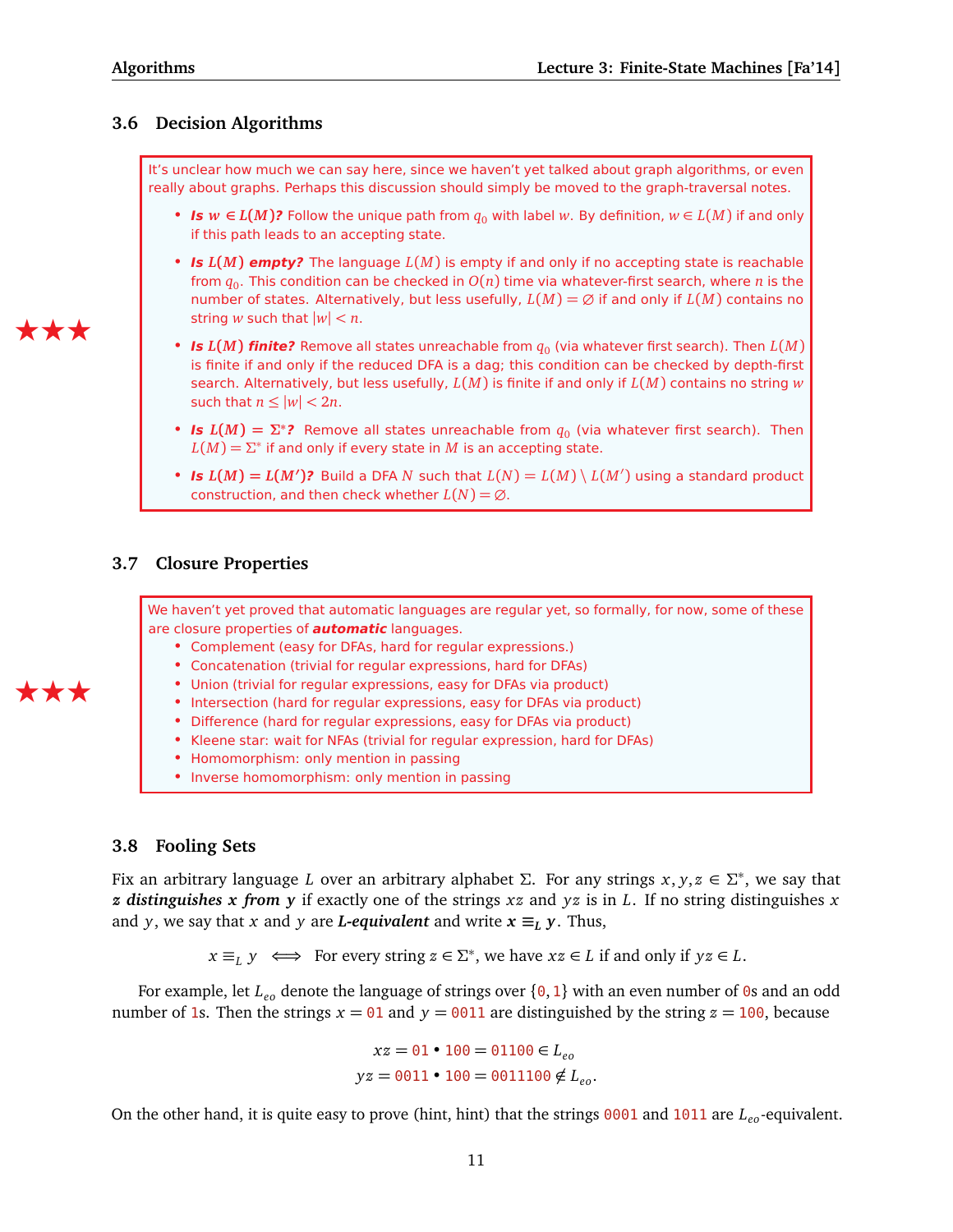## 3.6 Decision Algorithms

★★★

It's unclear how much we can say here, since we haven't yet talked about graph algorithms, or even really about graphs. Perhaps this discussion should simply be moved to the graph-traversal notes.

- ***Is $w \in L(M)$?*** Follow the unique path from $q_0$ with label $w$. By definition, $w \in L(M)$ if and only if this path leads to an accepting state.
- ***Is $L(M)$ empty?*** The language $L(M)$ is empty if and only if no accepting state is reachable from $q_0$. This condition can be checked in $O(n)$ time via whatever-first search, where $n$ is the number of states. Alternatively, but less usefully, $L(M) = \varnothing$ if and only if $L(M)$ contains no string $w$ such that $|w| < n$.
- ***Is $L(M)$ finite?*** Remove all states unreachable from $q_0$ (via whatever first search). Then $L(M)$ is finite if and only if the reduced DFA is a dag; this condition can be checked by depth-first search. Alternatively, but less usefully, $L(M)$ is finite if and only if $L(M)$ contains no string $w$ such that $n \leq |w| < 2n$.
- ***Is $L(M) = \Sigma^*$?*** Remove all states unreachable from $q_0$ (via whatever first search). Then $L(M) = \Sigma^*$ if and only if every state in $M$ is an accepting state.
- ***Is $L(M) = L(M')$?*** Build a DFA $N$ such that $L(N) = L(M) \setminus L(M')$ using a standard product construction, and then check whether $L(N) = \varnothing$.

## 3.7 Closure Properties

★★★

We haven't yet proved that automatic languages are regular yet, so formally, for now, some of these are closure properties of ***automatic*** languages.

- Complement (easy for DFAs, hard for regular expressions.)
- Concatenation (trivial for regular expressions, hard for DFAs)
- Union (trivial for regular expressions, easy for DFAs via product)
- Intersection (hard for regular expressions, easy for DFAs via product)
- Difference (hard for regular expressions, easy for DFAs via product)
- Kleene star: wait for NFAs (trivial for regular expression, hard for DFAs)
- Homomorphism: only mention in passing
- Inverse homomorphism: only mention in passing

## 3.8 Fooling Sets

Fix an arbitrary language $L$ over an arbitrary alphabet $\Sigma$. For any strings $x, y, z \in \Sigma^*$, we say that ***$z$ distinguishes $x$ from $y$*** if exactly one of the strings $xz$ and $yz$ is in $L$. If no string distinguishes $x$ and $y$, we say that $x$ and $y$ are ***$L$-equivalent*** and write $x \equiv_L y$. Thus,

$$x \equiv_L y \iff \text{For every string } z \in \Sigma^*, \text{ we have } xz \in L \text{ if and only if } yz \in L.$$

For example, let $L_{eo}$ denote the language of strings over $\{0, 1\}$ with an even number of 0s and an odd number of 1s. Then the strings $x = 01$ and $y = 0011$ are distinguished by the string $z = 100$, because

$$xz = 01 \bullet 100 = 01100 \in L_{eo}$$
$$yz = 0011 \bullet 100 = 0011100 \notin L_{eo}.$$

On the other hand, it is quite easy to prove (hint, hint) that the strings 0001 and 1011 are $L_{eo}$-equivalent.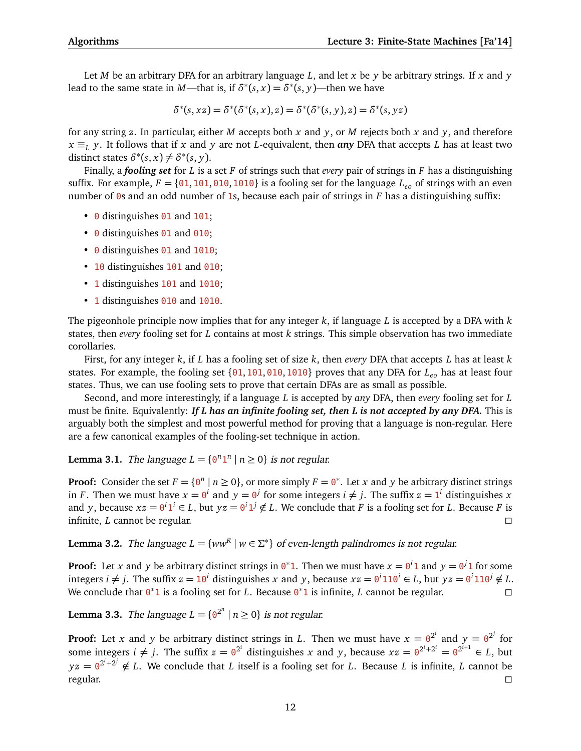Let $M$ be an arbitrary DFA for an arbitrary language $L$, and let $x$ be $y$ be arbitrary strings. If $x$ and $y$ lead to the same state in $M$—that is, if $\delta^*(s, x) = \delta^*(s, y)$—then we have

$$\delta^*(s, xz) = \delta^*(\delta^*(s, x), z) = \delta^*(\delta^*(s, y), z) = \delta^*(s, yz)$$

for any string $z$. In particular, either $M$ accepts both $x$ and $y$, or $M$ rejects both $x$ and $y$, and therefore $x \equiv_L y$. It follows that if $x$ and $y$ are not $L$-equivalent, then ***any*** DFA that accepts $L$ has at least two distinct states $\delta^*(s, x) \neq \delta^*(s, y)$.

Finally, a ***fooling set*** for $L$ is a set $F$ of strings such that *every* pair of strings in $F$ has a distinguishing suffix. For example, $F = \{\texttt{01}, \texttt{101}, \texttt{010}, \texttt{1010}\}$ is a fooling set for the language $L_{eo}$ of strings with an even number of `0`s and an odd number of `1`s, because each pair of strings in $F$ has a distinguishing suffix:

- `0` distinguishes `01` and `101`;
- `0` distinguishes `01` and `010`;
- `0` distinguishes `01` and `1010`;
- `10` distinguishes `101` and `010`;
- `1` distinguishes `101` and `1010`;
- `1` distinguishes `010` and `1010`.

The pigeonhole principle now implies that for any integer $k$, if language $L$ is accepted by a DFA with $k$ states, then *every* fooling set for $L$ contains at most $k$ strings. This simple observation has two immediate corollaries.

First, for any integer $k$, if $L$ has a fooling set of size $k$, then *every* DFA that accepts $L$ has at least $k$ states. For example, the fooling set $\{\texttt{01}, \texttt{101}, \texttt{010}, \texttt{1010}\}$ proves that any DFA for $L_{eo}$ has at least four states. Thus, we can use fooling sets to prove that certain DFAs are as small as possible.

Second, and more interestingly, if a language $L$ is accepted by *any* DFA, then *every* fooling set for $L$ must be finite. Equivalently: ***If L has an infinite fooling set, then L is not accepted by any DFA.*** This is arguably both the simplest and most powerful method for proving that a language is non-regular. Here are a few canonical examples of the fooling-set technique in action.

**Lemma 3.1.** *The language $L = \{\texttt{0}^n\texttt{1}^n \mid n \geq 0\}$ is not regular.*

**Proof:** Consider the set $F = \{\texttt{0}^n \mid n \geq 0\}$, or more simply $F = \texttt{0}^*$. Let $x$ and $y$ be arbitrary distinct strings in $F$. Then we must have $x = \texttt{0}^i$ and $y = \texttt{0}^j$ for some integers $i \neq j$. The suffix $z = \texttt{1}^i$ distinguishes $x$ and $y$, because $xz = \texttt{0}^i\texttt{1}^i \in L$, but $yz = \texttt{0}^i\texttt{1}^j \notin L$. We conclude that $F$ is a fooling set for $L$. Because $F$ is infinite, $L$ cannot be regular. □

**Lemma 3.2.** *The language $L = \{ww^R \mid w \in \Sigma^*\}$ of even-length palindromes is not regular.*

**Proof:** Let $x$ and $y$ be arbitrary distinct strings in $\texttt{0}^*\texttt{1}$. Then we must have $x = \texttt{0}^i\texttt{1}$ and $y = \texttt{0}^j\texttt{1}$ for some integers $i \neq j$. The suffix $z = \texttt{10}^i$ distinguishes $x$ and $y$, because $xz = \texttt{0}^i\texttt{110}^i \in L$, but $yz = \texttt{0}^i\texttt{110}^j \notin L$. We conclude that $\texttt{0}^*\texttt{1}$ is a fooling set for $L$. Because $\texttt{0}^*\texttt{1}$ is infinite, $L$ cannot be regular. □

**Lemma 3.3.** *The language $L = \{\texttt{0}^{2^n} \mid n \geq 0\}$ is not regular.*

**Proof:** Let $x$ and $y$ be arbitrary distinct strings in $L$. Then we must have $x = \texttt{0}^{2^i}$ and $y = \texttt{0}^{2^j}$ for some integers $i \neq j$. The suffix $z = \texttt{0}^{2^i}$ distinguishes $x$ and $y$, because $xz = \texttt{0}^{2^i+2^i} = \texttt{0}^{2^{i+1}} \in L$, but $yz = \texttt{0}^{2^i+2^j} \notin L$. We conclude that $L$ itself is a fooling set for $L$. Because $L$ is infinite, $L$ cannot be regular. □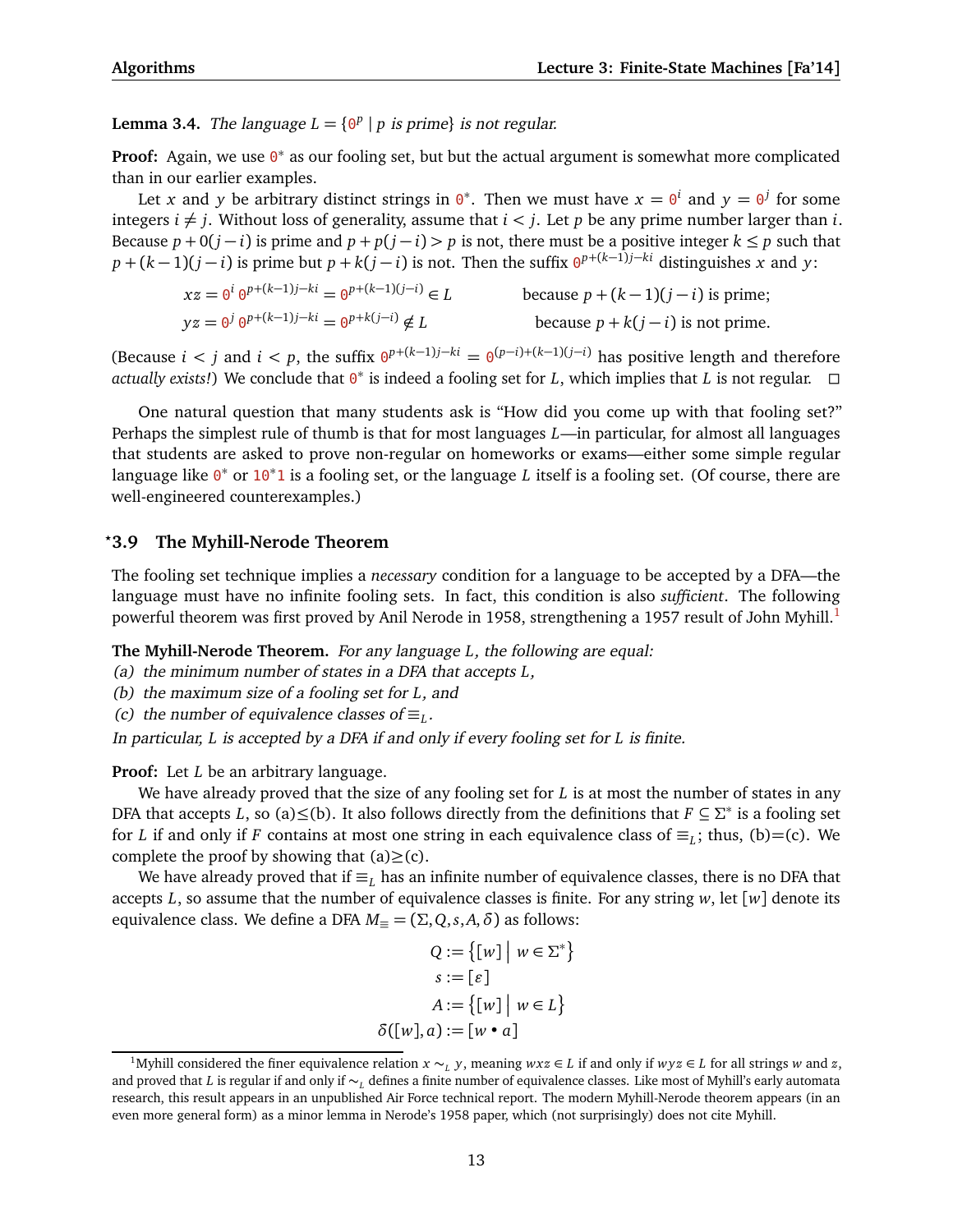**Lemma 3.4.** *The language $L = \{0^p \mid p \text{ is prime}\}$ is not regular.*

**Proof:** Again, we use $0^*$ as our fooling set, but but the actual argument is somewhat more complicated than in our earlier examples.

Let $x$ and $y$ be arbitrary distinct strings in $0^*$. Then we must have $x = 0^i$ and $y = 0^j$ for some integers $i \neq j$. Without loss of generality, assume that $i < j$. Let $p$ be any prime number larger than $i$. Because $p + 0(j-i)$ is prime and $p + p(j-i) > p$ is not, there must be a positive integer $k \leq p$ such that $p + (k-1)(j-i)$ is prime but $p + k(j-i)$ is not. Then the suffix $0^{p+(k-1)j-ki}$ distinguishes $x$ and $y$:

$$xz = 0^i\, 0^{p+(k-1)j-ki} = 0^{p+(k-1)(j-i)} \in L \qquad \text{because } p + (k-1)(j-i) \text{ is prime;}$$

$$yz = 0^j\, 0^{p+(k-1)j-ki} = 0^{p+k(j-i)} \notin L \qquad \text{because } p + k(j-i) \text{ is not prime.}$$

(Because $i < j$ and $i < p$, the suffix $0^{p+(k-1)j-ki} = 0^{(p-i)+(k-1)(j-i)}$ has positive length and therefore *actually exists!*) We conclude that $0^*$ is indeed a fooling set for $L$, which implies that $L$ is not regular. □

One natural question that many students ask is "How did you come up with that fooling set?" Perhaps the simplest rule of thumb is that for most languages $L$—in particular, for almost all languages that students are asked to prove non-regular on homeworks or exams—either some simple regular language like $0^*$ or $10^*1$ is a fooling set, or the language $L$ itself is a fooling set. (Of course, there are well-engineered counterexamples.)

## ⋆3.9 The Myhill-Nerode Theorem

The fooling set technique implies a *necessary* condition for a language to be accepted by a DFA—the language must have no infinite fooling sets. In fact, this condition is also *sufficient*. The following powerful theorem was first proved by Anil Nerode in 1958, strengthening a 1957 result of John Myhill.[1]

**The Myhill-Nerode Theorem.** *For any language $L$, the following are equal:*
*(a) the minimum number of states in a DFA that accepts $L$,*
*(b) the maximum size of a fooling set for $L$, and*
*(c) the number of equivalence classes of $\equiv_L$.*
*In particular, $L$ is accepted by a DFA if and only if every fooling set for $L$ is finite.*

**Proof:** Let $L$ be an arbitrary language.

We have already proved that the size of any fooling set for $L$ is at most the number of states in any DFA that accepts $L$, so (a)≤(b). It also follows directly from the definitions that $F \subseteq \Sigma^*$ is a fooling set for $L$ if and only if $F$ contains at most one string in each equivalence class of $\equiv_L$; thus, (b)=(c). We complete the proof by showing that (a)≥(c).

We have already proved that if $\equiv_L$ has an infinite number of equivalence classes, there is no DFA that accepts $L$, so assume that the number of equivalence classes is finite. For any string $w$, let $[w]$ denote its equivalence class. We define a DFA $M_\equiv = (\Sigma, Q, s, A, \delta)$ as follows:

$$Q := \{[w] \mid w \in \Sigma^*\}$$
$$s := [\varepsilon]$$
$$A := \{[w] \mid w \in L\}$$
$$\delta([w], a) := [w \bullet a]$$

[1] Myhill considered the finer equivalence relation $x \sim_L y$, meaning $wxz \in L$ if and only if $wyz \in L$ for all strings $w$ and $z$, and proved that $L$ is regular if and only if $\sim_L$ defines a finite number of equivalence classes. Like most of Myhill's early automata research, this result appears in an unpublished Air Force technical report. The modern Myhill-Nerode theorem appears (in an even more general form) as a minor lemma in Nerode's 1958 paper, which (not surprisingly) does not cite Myhill.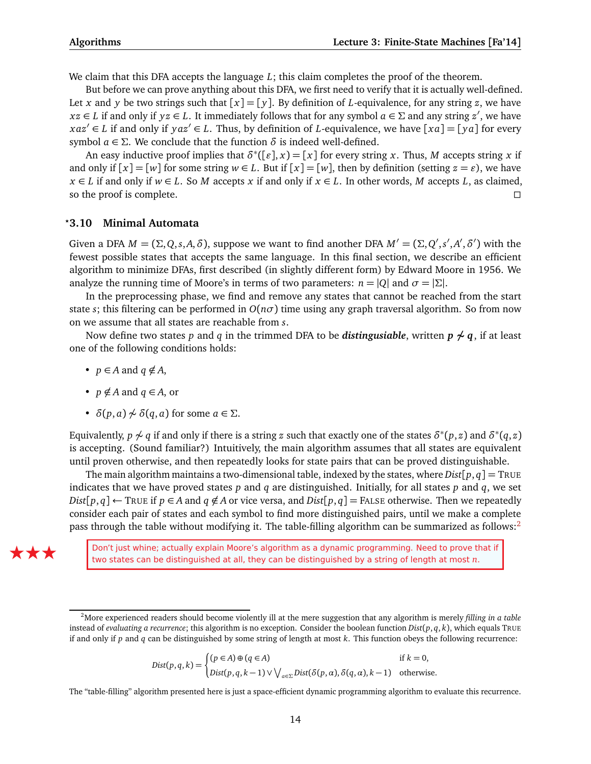We claim that this DFA accepts the language $L$; this claim completes the proof of the theorem.

But before we can prove anything about this DFA, we first need to verify that it is actually well-defined. Let $x$ and $y$ be two strings such that $[x] = [y]$. By definition of $L$-equivalence, for any string $z$, we have $xz \in L$ if and only if $yz \in L$. It immediately follows that for any symbol $a \in \Sigma$ and any string $z'$, we have $xaz' \in L$ if and only if $yaz' \in L$. Thus, by definition of $L$-equivalence, we have $[xa] = [ya]$ for every symbol $a \in \Sigma$. We conclude that the function $\delta$ is indeed well-defined.

An easy inductive proof implies that $\delta^*([\varepsilon], x) = [x]$ for every string $x$. Thus, $M$ accepts string $x$ if and only if $[x] = [w]$ for some string $w \in L$. But if $[x] = [w]$, then by definition (setting $z = \varepsilon$), we have $x \in L$ if and only if $w \in L$. So $M$ accepts $x$ if and only if $x \in L$. In other words, $M$ accepts $L$, as claimed, so the proof is complete. □

## *3.10 Minimal Automata

Given a DFA $M = (\Sigma, Q, s, A, \delta)$, suppose we want to find another DFA $M' = (\Sigma, Q', s', A', \delta')$ with the fewest possible states that accepts the same language. In this final section, we describe an efficient algorithm to minimize DFAs, first described (in slightly different form) by Edward Moore in 1956. We analyze the running time of Moore's in terms of two parameters: $n = |Q|$ and $\sigma = |\Sigma|$.

In the preprocessing phase, we find and remove any states that cannot be reached from the start state $s$; this filtering can be performed in $O(n\sigma)$ time using any graph traversal algorithm. So from now on we assume that all states are reachable from $s$.

Now define two states $p$ and $q$ in the trimmed DFA to be ***distingusiable***, written $\boldsymbol{p \not\sim q}$, if at least one of the following conditions holds:

- $p \in A$ and $q \notin A$,
- $p \notin A$ and $q \in A$, or
- $\delta(p, a) \not\sim \delta(q, a)$ for some $a \in \Sigma$.

Equivalently, $p \not\sim q$ if and only if there is a string $z$ such that exactly one of the states $\delta^*(p, z)$ and $\delta^*(q, z)$ is accepting. (Sound familiar?) Intuitively, the main algorithm assumes that all states are equivalent until proven otherwise, and then repeatedly looks for state pairs that can be proved distinguishable.

The main algorithm maintains a two-dimensional table, indexed by the states, where $Dist[p, q] = \text{TRUE}$ indicates that we have proved states $p$ and $q$ are distinguished. Initially, for all states $p$ and $q$, we set $Dist[p, q] \leftarrow \text{TRUE}$ if $p \in A$ and $q \notin A$ or vice versa, and $Dist[p, q] = \text{FALSE}$ otherwise. Then we repeatedly consider each pair of states and each symbol to find more distinguished pairs, until we make a complete pass through the table without modifying it. The table-filling algorithm can be summarized as follows:[2]

★★★ Don't just whine; actually explain Moore's algorithm as a dynamic programming. Need to prove that if two states can be distinguished at all, they can be distinguished by a string of length at most $n$.

---

[2]More experienced readers should become violently ill at the mere suggestion that any algorithm is merely *filling in a table* instead of *evaluating a recurrence*; this algorithm is no exception. Consider the boolean function $Dist(p, q, k)$, which equals TRUE if and only if $p$ and $q$ can be distinguished by some string of length at most $k$. This function obeys the following recurrence:

$$Dist(p, q, k) = \begin{cases} (p \in A) \oplus (q \in A) & \text{if } k = 0, \\ Dist(p, q, k-1) \vee \bigvee_{a \in \Sigma} Dist(\delta(p, a), \delta(q, a), k-1) & \text{otherwise.} \end{cases}$$

The "table-filling" algorithm presented here is just a space-efficient dynamic programming algorithm to evaluate this recurrence.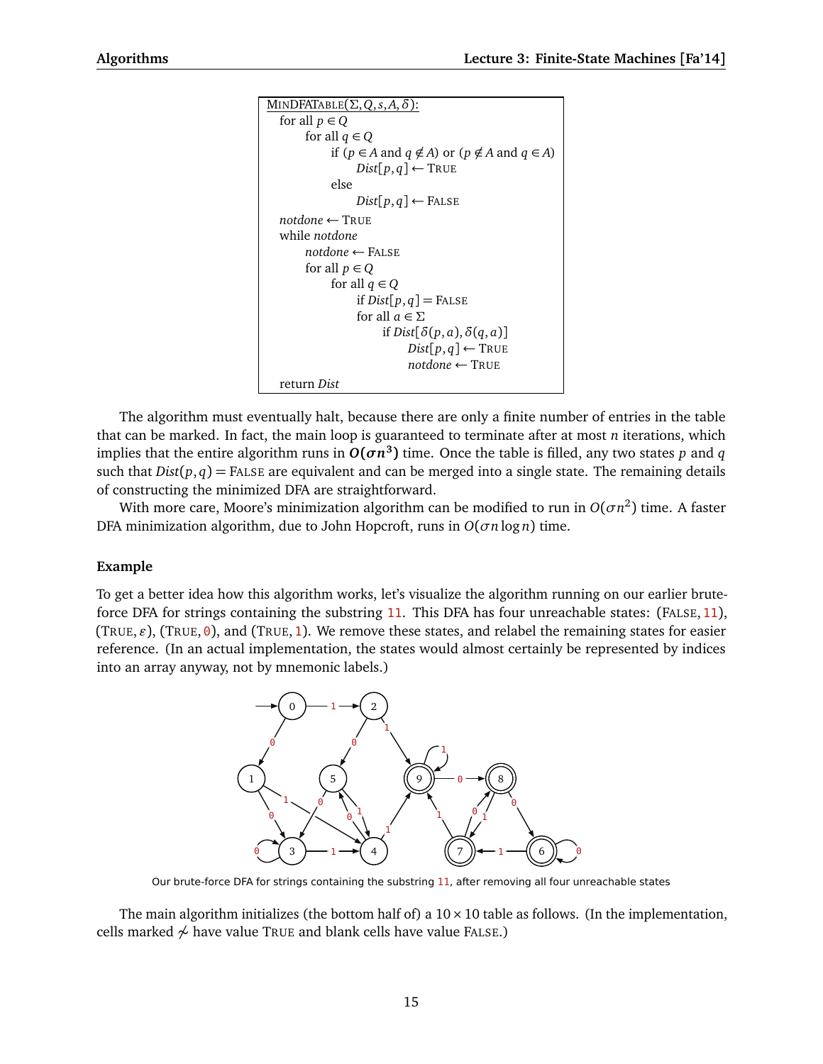```
MinDFATable(Σ, Q, s, A, δ):
  for all p ∈ Q
      for all q ∈ Q
          if (p ∈ A and q ∉ A) or (p ∉ A and q ∈ A)
              Dist[p,q] ← True
          else
              Dist[p,q] ← False
  notdone ← True
  while notdone
      notdone ← False
      for all p ∈ Q
          for all q ∈ Q
              if Dist[p,q] = False
              for all a ∈ Σ
                  if Dist[δ(p,a), δ(q,a)]
                      Dist[p,q] ← True
                      notdone ← True
  return Dist
```

The algorithm must eventually halt, because there are only a finite number of entries in the table that can be marked. In fact, the main loop is guaranteed to terminate after at most $n$ iterations, which implies that the entire algorithm runs in $\boldsymbol{O(\sigma n^3)}$ time. Once the table is filled, any two states $p$ and $q$ such that $Dist(p,q) = \text{False}$ are equivalent and can be merged into a single state. The remaining details of constructing the minimized DFA are straightforward.

With more care, Moore's minimization algorithm can be modified to run in $O(\sigma n^2)$ time. A faster DFA minimization algorithm, due to John Hopcroft, runs in $O(\sigma n \log n)$ time.

### Example

To get a better idea how this algorithm works, let's visualize the algorithm running on our earlier brute-force DFA for strings containing the substring 11. This DFA has four unreachable states: (False, 11), (True, $\varepsilon$), (True, 0), and (True, 1). We remove these states, and relabel the remaining states for easier reference. (In an actual implementation, the states would almost certainly be represented by indices into an array anyway, not by mnemonic labels.)

Our brute-force DFA for strings containing the substring 11, after removing all four unreachable states

The main algorithm initializes (the bottom half of) a $10 \times 10$ table as follows. (In the implementation, cells marked $\not\sim$ have value True and blank cells have value False.)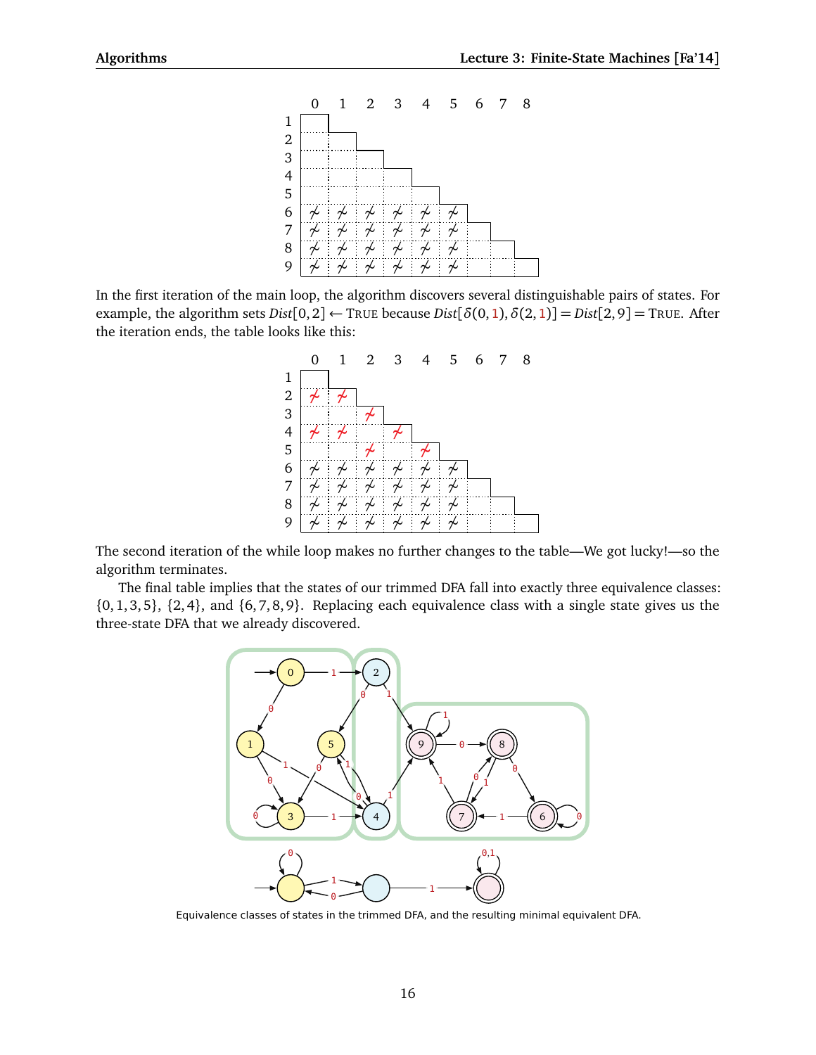|   | 0 | 1 | 2 | 3 | 4 | 5 | 6 | 7 | 8 |
|---|---|---|---|---|---|---|---|---|---|
| 1 |   |   |   |   |   |   |   |   |   |
| 2 |   |   |   |   |   |   |   |   |   |
| 3 |   |   |   |   |   |   |   |   |   |
| 4 |   |   |   |   |   |   |   |   |   |
| 5 |   |   |   |   |   |   |   |   |   |
| 6 | ≁ | ≁ | ≁ | ≁ | ≁ | ≁ |   |   |   |
| 7 | ≁ | ≁ | ≁ | ≁ | ≁ | ≁ |   |   |   |
| 8 | ≁ | ≁ | ≁ | ≁ | ≁ | ≁ |   |   |   |
| 9 | ≁ | ≁ | ≁ | ≁ | ≁ | ≁ |   |   |   |

In the first iteration of the main loop, the algorithm discovers several distinguishable pairs of states. For example, the algorithm sets $Dist[0,2] \leftarrow$ TRUE because $Dist[\delta(0,1), \delta(2,1)] = Dist[2,9] =$ TRUE. After the iteration ends, the table looks like this:

|   | 0 | 1 | 2 | 3 | 4 | 5 | 6 | 7 | 8 |
|---|---|---|---|---|---|---|---|---|---|
| 1 |   |   |   |   |   |   |   |   |   |
| 2 | ≁ | ≁ |   |   |   |   |   |   |   |
| 3 |   |   | ≁ |   |   |   |   |   |   |
| 4 | ≁ | ≁ |   | ≁ |   |   |   |   |   |
| 5 |   |   | ≁ |   | ≁ |   |   |   |   |
| 6 | ≁ | ≁ | ≁ | ≁ | ≁ | ≁ |   |   |   |
| 7 | ≁ | ≁ | ≁ | ≁ | ≁ | ≁ |   |   |   |
| 8 | ≁ | ≁ | ≁ | ≁ | ≁ | ≁ |   |   |   |
| 9 | ≁ | ≁ | ≁ | ≁ | ≁ | ≁ |   |   |   |

The second iteration of the while loop makes no further changes to the table—We got lucky!—so the algorithm terminates.

The final table implies that the states of our trimmed DFA fall into exactly three equivalence classes: $\{0,1,3,5\}$, $\{2,4\}$, and $\{6,7,8,9\}$. Replacing each equivalence class with a single state gives us the three-state DFA that we already discovered.

Equivalence classes of states in the trimmed DFA, and the resulting minimal equivalent DFA.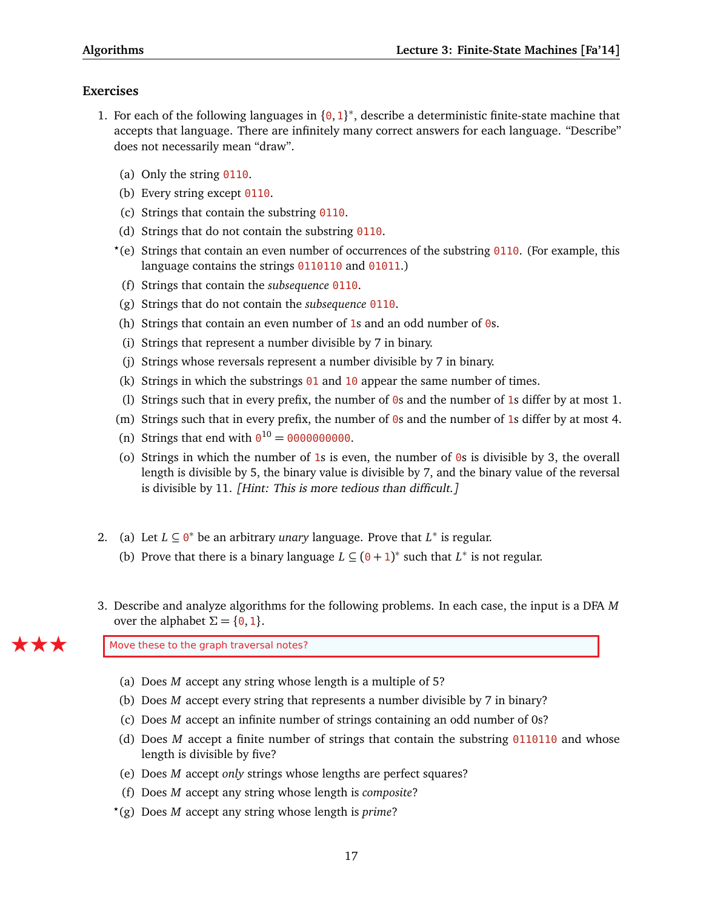## Exercises

1. For each of the following languages in $\{0, 1\}^*$, describe a deterministic finite-state machine that accepts that language. There are infinitely many correct answers for each language. "Describe" does not necessarily mean "draw".

   (a) Only the string `0110`.

   (b) Every string except `0110`.

   (c) Strings that contain the substring `0110`.

   (d) Strings that do not contain the substring `0110`.

   ⋆(e) Strings that contain an even number of occurrences of the substring `0110`. (For example, this language contains the strings `0110110` and `01011`.)

   (f) Strings that contain the *subsequence* `0110`.

   (g) Strings that do not contain the *subsequence* `0110`.

   (h) Strings that contain an even number of `1`s and an odd number of `0`s.

   (i) Strings that represent a number divisible by 7 in binary.

   (j) Strings whose reversals represent a number divisible by 7 in binary.

   (k) Strings in which the substrings `01` and `10` appear the same number of times.

   (l) Strings such that in every prefix, the number of `0`s and the number of `1`s differ by at most 1.

   (m) Strings such that in every prefix, the number of `0`s and the number of `1`s differ by at most 4.

   (n) Strings that end with $0^{10}$ = `0000000000`.

   (o) Strings in which the number of `1`s is even, the number of `0`s is divisible by 3, the overall length is divisible by 5, the binary value is divisible by 7, and the binary value of the reversal is divisible by 11. *[Hint: This is more tedious than difficult.]*

2. (a) Let $L \subseteq 0^*$ be an arbitrary *unary* language. Prove that $L^*$ is regular.

   (b) Prove that there is a binary language $L \subseteq (0+1)^*$ such that $L^*$ is not regular.

3. Describe and analyze algorithms for the following problems. In each case, the input is a DFA $M$ over the alphabet $\Sigma = \{0, 1\}$.

   ★★★ Move these to the graph traversal notes?

   (a) Does $M$ accept any string whose length is a multiple of 5?

   (b) Does $M$ accept every string that represents a number divisible by 7 in binary?

   (c) Does $M$ accept an infinite number of strings containing an odd number of 0s?

   (d) Does $M$ accept a finite number of strings that contain the substring `0110110` and whose length is divisible by five?

   (e) Does $M$ accept *only* strings whose lengths are perfect squares?

   (f) Does $M$ accept any string whose length is *composite*?

   ⋆(g) Does $M$ accept any string whose length is *prime*?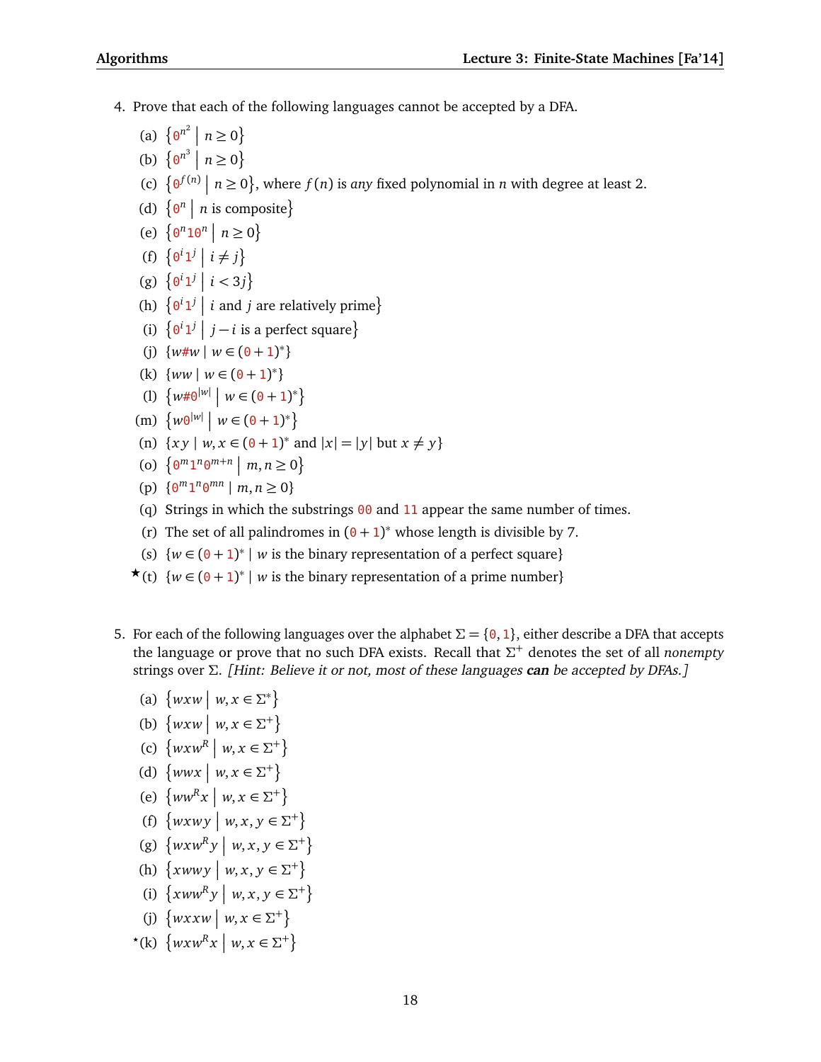4. Prove that each of the following languages cannot be accepted by a DFA.

   (a) $\{0^{n^2} \mid n \geq 0\}$

   (b) $\{0^{n^3} \mid n \geq 0\}$

   (c) $\{0^{f(n)} \mid n \geq 0\}$, where $f(n)$ is *any* fixed polynomial in $n$ with degree at least 2.

   (d) $\{0^n \mid n \text{ is composite}\}$

   (e) $\{0^n 1 0^n \mid n \geq 0\}$

   (f) $\{0^i 1^j \mid i \neq j\}$

   (g) $\{0^i 1^j \mid i < 3j\}$

   (h) $\{0^i 1^j \mid i \text{ and } j \text{ are relatively prime}\}$

   (i) $\{0^i 1^j \mid j - i \text{ is a perfect square}\}$

   (j) $\{w\#w \mid w \in (0+1)^*\}$

   (k) $\{ww \mid w \in (0+1)^*\}$

   (l) $\{w\#0^{|w|} \mid w \in (0+1)^*\}$

   (m) $\{w0^{|w|} \mid w \in (0+1)^*\}$

   (n) $\{xy \mid w, x \in (0+1)^* \text{ and } |x| = |y| \text{ but } x \neq y\}$

   (o) $\{0^m 1^n 0^{m+n} \mid m, n \geq 0\}$

   (p) $\{0^m 1^n 0^{mn} \mid m, n \geq 0\}$

   (q) Strings in which the substrings 00 and 11 appear the same number of times.

   (r) The set of all palindromes in $(0+1)^*$ whose length is divisible by 7.

   (s) $\{w \in (0+1)^* \mid w \text{ is the binary representation of a perfect square}\}$

   ★(t) $\{w \in (0+1)^* \mid w \text{ is the binary representation of a prime number}\}$

5. For each of the following languages over the alphabet $\Sigma = \{0, 1\}$, either describe a DFA that accepts the language or prove that no such DFA exists. Recall that $\Sigma^+$ denotes the set of all *nonempty* strings over $\Sigma$. *[Hint: Believe it or not, most of these languages* ***can*** *be accepted by DFAs.]*

   (a) $\{wxw \mid w, x \in \Sigma^*\}$

   (b) $\{wxw \mid w, x \in \Sigma^+\}$

   (c) $\{wxw^R \mid w, x \in \Sigma^+\}$

   (d) $\{wwx \mid w, x \in \Sigma^+\}$

   (e) $\{ww^Rx \mid w, x \in \Sigma^+\}$

   (f) $\{wxwy \mid w, x, y \in \Sigma^+\}$

   (g) $\{wxw^Ry \mid w, x, y \in \Sigma^+\}$

   (h) $\{xwwy \mid w, x, y \in \Sigma^+\}$

   (i) $\{xww^Ry \mid w, x, y \in \Sigma^+\}$

   (j) $\{wxxw \mid w, x \in \Sigma^+\}$

   ★(k) $\{wxw^Rx \mid w, x \in \Sigma^+\}$